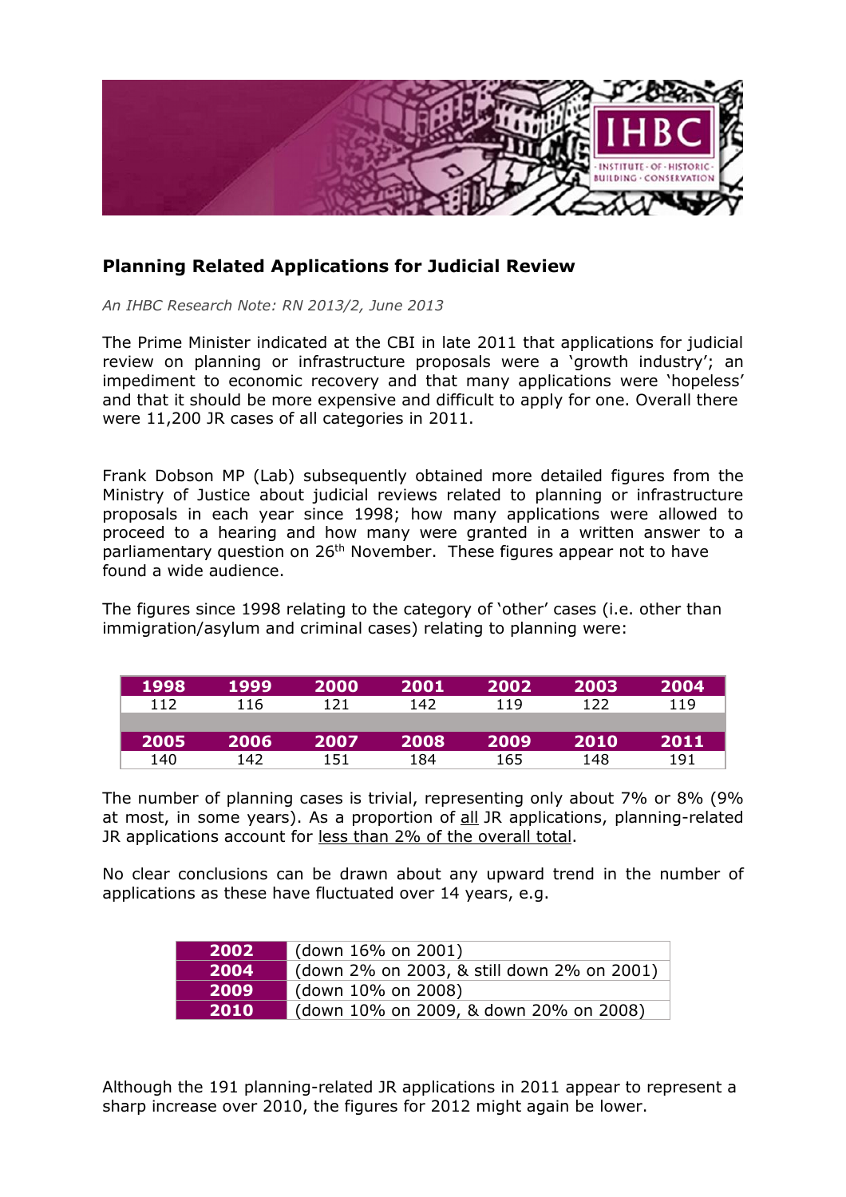## Planning Related Applications for Judicial Review

*An IHBC Research Note: RN 2013/2, June 2013*

The Prime Minister indicated at the CBI in late 2011 that applications for judicial review on planning or infrastructure proposals were a 'growth industry'; an impediment to economic recovery and that many applications were 'hopeless' and that it should be more expensive and difficult to apply for one. Overall there were 11,200 JR cases of all categories in 2011.

Frank Dobson MP (Lab) subsequently obtained more detailed figures from the Ministry of Justice about judicial reviews related to planning or infrastructure proposals in each year since 1998; how many applications were allowed to proceed to a hearing and how many were granted in a written answer to a parliamentary question on 26th November. These figures appear not to have found a wide audience.

The figures since 1998 relating to the category of 'other' cases (i.e. other than immigration/asylum and criminal cases) relating to planning were:

| 1998 | 1999 | 2000 | 2001 | 2002 | 2003 | 2004 |
|---|---|---|---|---|---|---|
| 112 | 116 | 121 | 142 | 119 | 122 | 119 |
| **2005** | **2006** | **2007** | **2008** | **2009** | **2010** | **2011** |
| 140 | 142 | 151 | 184 | 165 | 148 | 191 |

The number of planning cases is trivial, representing only about 7% or 8% (9% at most, in some years). As a proportion of all JR applications, planning-related JR applications account for less than 2% of the overall total.

No clear conclusions can be drawn about any upward trend in the number of applications as these have fluctuated over 14 years, e.g.

| | |
|---|---|
| **2002** | (down 16% on 2001) |
| **2004** | (down 2% on 2003, & still down 2% on 2001) |
| **2009** | (down 10% on 2008) |
| **2010** | (down 10% on 2009, & down 20% on 2008) |

Although the 191 planning-related JR applications in 2011 appear to represent a sharp increase over 2010, the figures for 2012 might again be lower.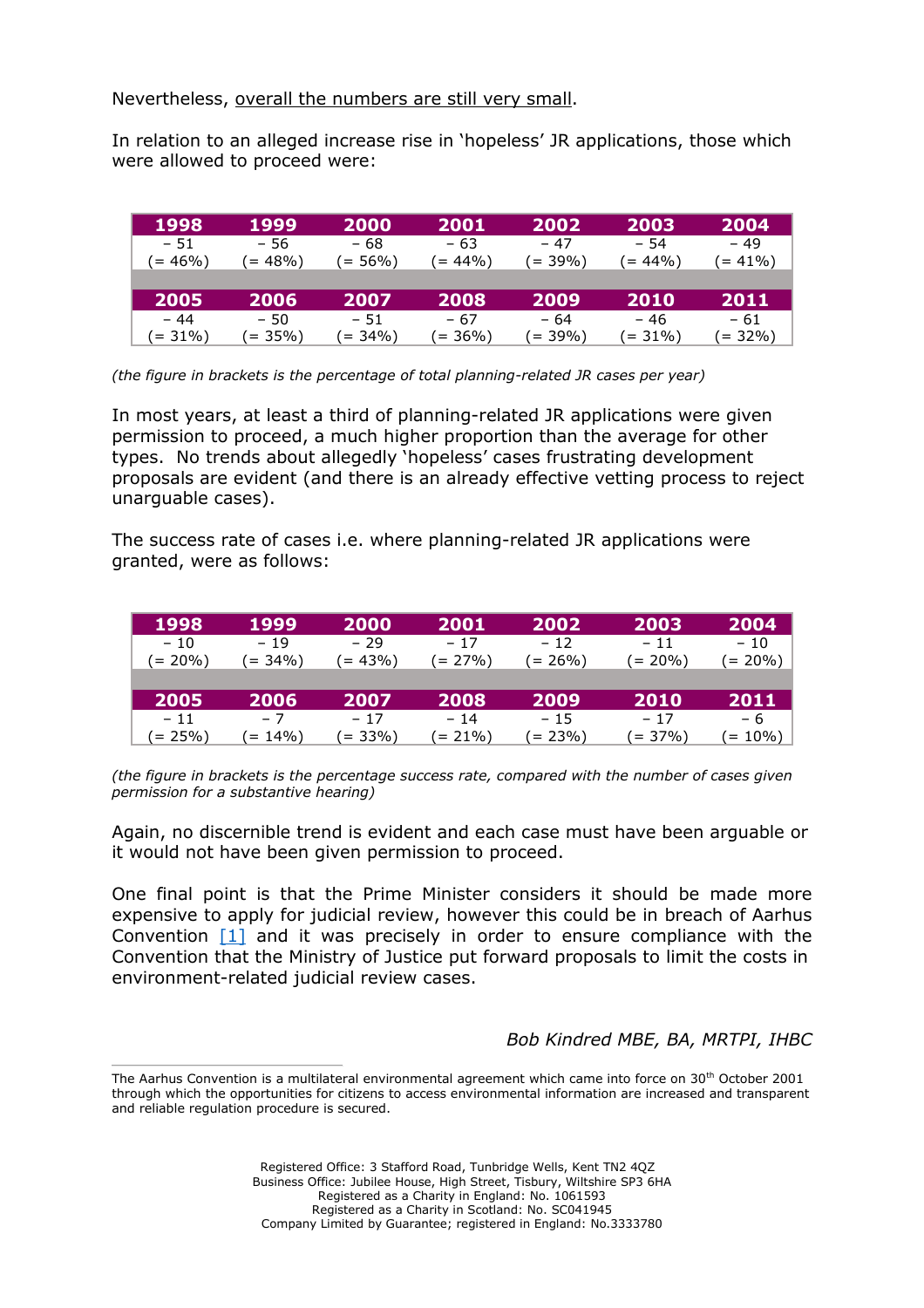Nevertheless, overall the numbers are still very small.

In relation to an alleged increase rise in 'hopeless' JR applications, those which were allowed to proceed were:

| 1998 | 1999 | 2000 | 2001 | 2002 | 2003 | 2004 |
|---|---|---|---|---|---|---|
| – 51 (= 46%) | – 56 (= 48%) | – 68 (= 56%) | – 63 (= 44%) | – 47 (= 39%) | – 54 (= 44%) | – 49 (= 41%) |
| **2005** | **2006** | **2007** | **2008** | **2009** | **2010** | **2011** |
| – 44 (= 31%) | – 50 (= 35%) | – 51 (= 34%) | – 67 (= 36%) | – 64 (= 39%) | – 46 (= 31%) | – 61 (= 32%) |

*(the figure in brackets is the percentage of total planning-related JR cases per year)*

In most years, at least a third of planning-related JR applications were given permission to proceed, a much higher proportion than the average for other types. No trends about allegedly 'hopeless' cases frustrating development proposals are evident (and there is an already effective vetting process to reject unarguable cases).

The success rate of cases i.e. where planning-related JR applications were granted, were as follows:

| 1998 | 1999 | 2000 | 2001 | 2002 | 2003 | 2004 |
|---|---|---|---|---|---|---|
| – 10 (= 20%) | – 19 (= 34%) | – 29 (= 43%) | – 17 (= 27%) | – 12 (= 26%) | – 11 (= 20%) | – 10 (= 20%) |
| **2005** | **2006** | **2007** | **2008** | **2009** | **2010** | **2011** |
| – 11 (= 25%) | – 7 (= 14%) | – 17 (= 33%) | – 14 (= 21%) | – 15 (= 23%) | – 17 (= 37%) | – 6 (= 10%) |

*(the figure in brackets is the percentage success rate, compared with the number of cases given permission for a substantive hearing)*

Again, no discernible trend is evident and each case must have been arguable or it would not have been given permission to proceed.

One final point is that the Prime Minister considers it should be made more expensive to apply for judicial review, however this could be in breach of Aarhus Convention [1] and it was precisely in order to ensure compliance with the Convention that the Ministry of Justice put forward proposals to limit the costs in environment-related judicial review cases.

*Bob Kindred MBE, BA, MRTPI, IHBC*

---

The Aarhus Convention is a multilateral environmental agreement which came into force on 30th October 2001 through which the opportunities for citizens to access environmental information are increased and transparent and reliable regulation procedure is secured.

Registered Office: 3 Stafford Road, Tunbridge Wells, Kent TN2 4QZ
Business Office: Jubilee House, High Street, Tisbury, Wiltshire SP3 6HA
Registered as a Charity in England: No. 1061593
Registered as a Charity in Scotland: No. SC041945
Company Limited by Guarantee; registered in England: No.3333780